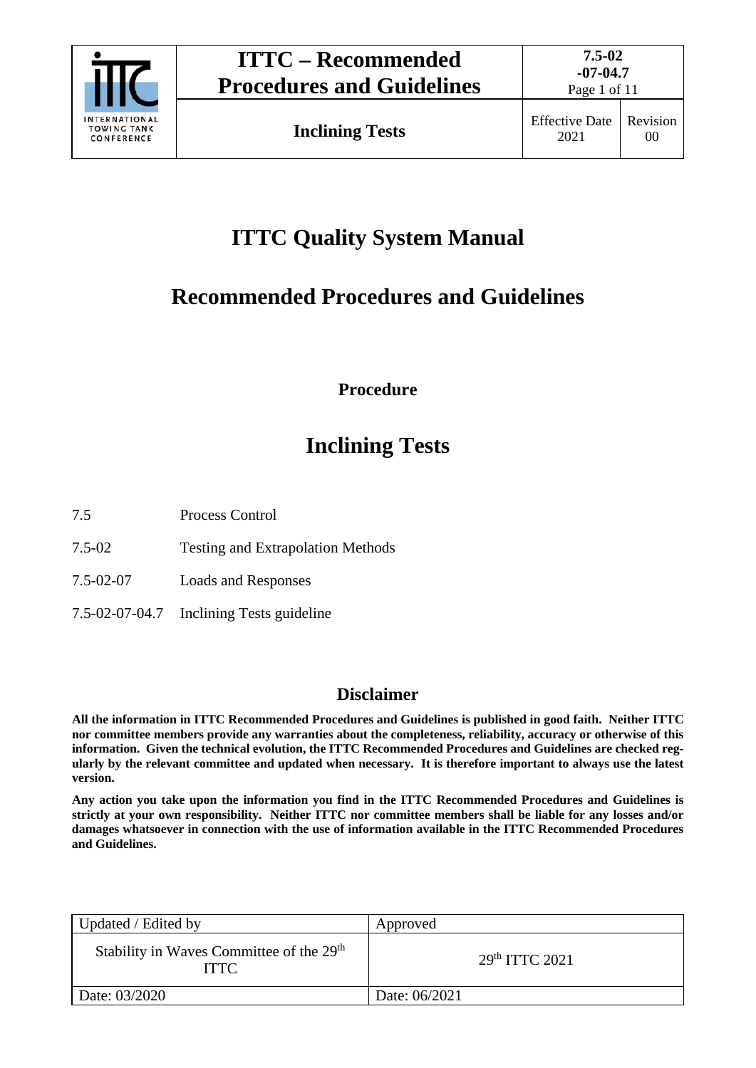# ITTC Quality System Manual

## Recommended Procedures and Guidelines

**Procedure**

# Inclining Tests

7.5 Process Control

7.5-02 Testing and Extrapolation Methods

7.5-02-07 Loads and Responses

7.5-02-07-04.7 Inclining Tests guideline

## Disclaimer

**All the information in ITTC Recommended Procedures and Guidelines is published in good faith. Neither ITTC nor committee members provide any warranties about the completeness, reliability, accuracy or otherwise of this information. Given the technical evolution, the ITTC Recommended Procedures and Guidelines are checked regularly by the relevant committee and updated when necessary. It is therefore important to always use the latest version.**

**Any action you take upon the information you find in the ITTC Recommended Procedures and Guidelines is strictly at your own responsibility. Neither ITTC nor committee members shall be liable for any losses and/or damages whatsoever in connection with the use of information available in the ITTC Recommended Procedures and Guidelines.**

| Updated / Edited by | Approved |
| --- | --- |
| Stability in Waves Committee of the 29th ITTC | 29th ITTC 2021 |
| Date: 03/2020 | Date: 06/2021 |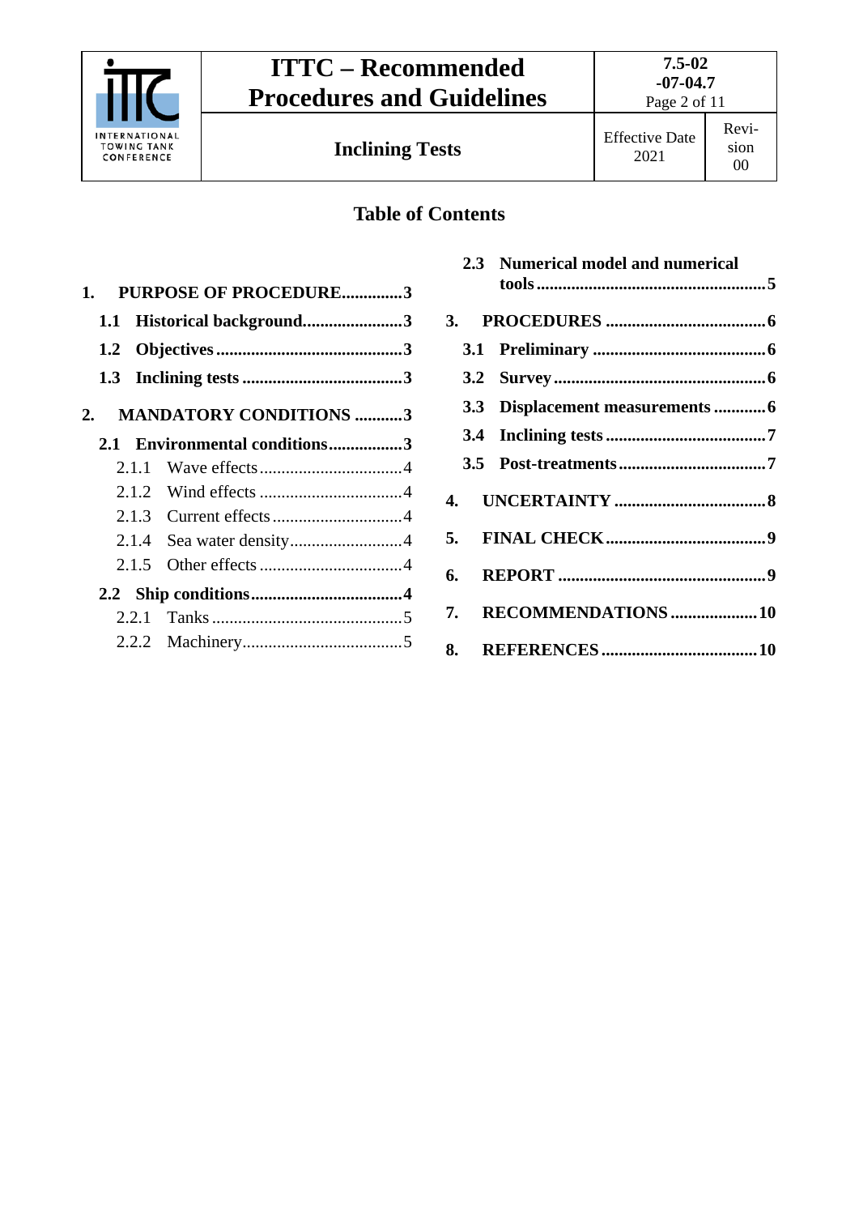## Table of Contents

**1. PURPOSE OF PROCEDURE**.............3

**1.1 Historical background**......................3

**1.2 Objectives**..........................................3

**1.3 Inclining tests**....................................3

**2. MANDATORY CONDITIONS**...........3

**2.1 Environmental conditions**................3

2.1.1 Wave effects................................4

2.1.2 Wind effects................................4

2.1.3 Current effects.............................4

2.1.4 Sea water density.........................4

2.1.5 Other effects................................4

**2.2 Ship conditions**..................................4

2.2.1 Tanks...........................................5

2.2.2 Machinery....................................5

**2.3 Numerical model and numerical tools**....................................................5

**3. PROCEDURES**....................................6

**3.1 Preliminary**.......................................6

**3.2 Survey**...............................................6

**3.3 Displacement measurements**............6

**3.4 Inclining tests**....................................7

**3.5 Post-treatments**.................................7

**4. UNCERTAINTY**..................................8

**5. FINAL CHECK**....................................9

**6. REPORT**...............................................9

**7. RECOMMENDATIONS**....................10

**8. REFERENCES**...................................10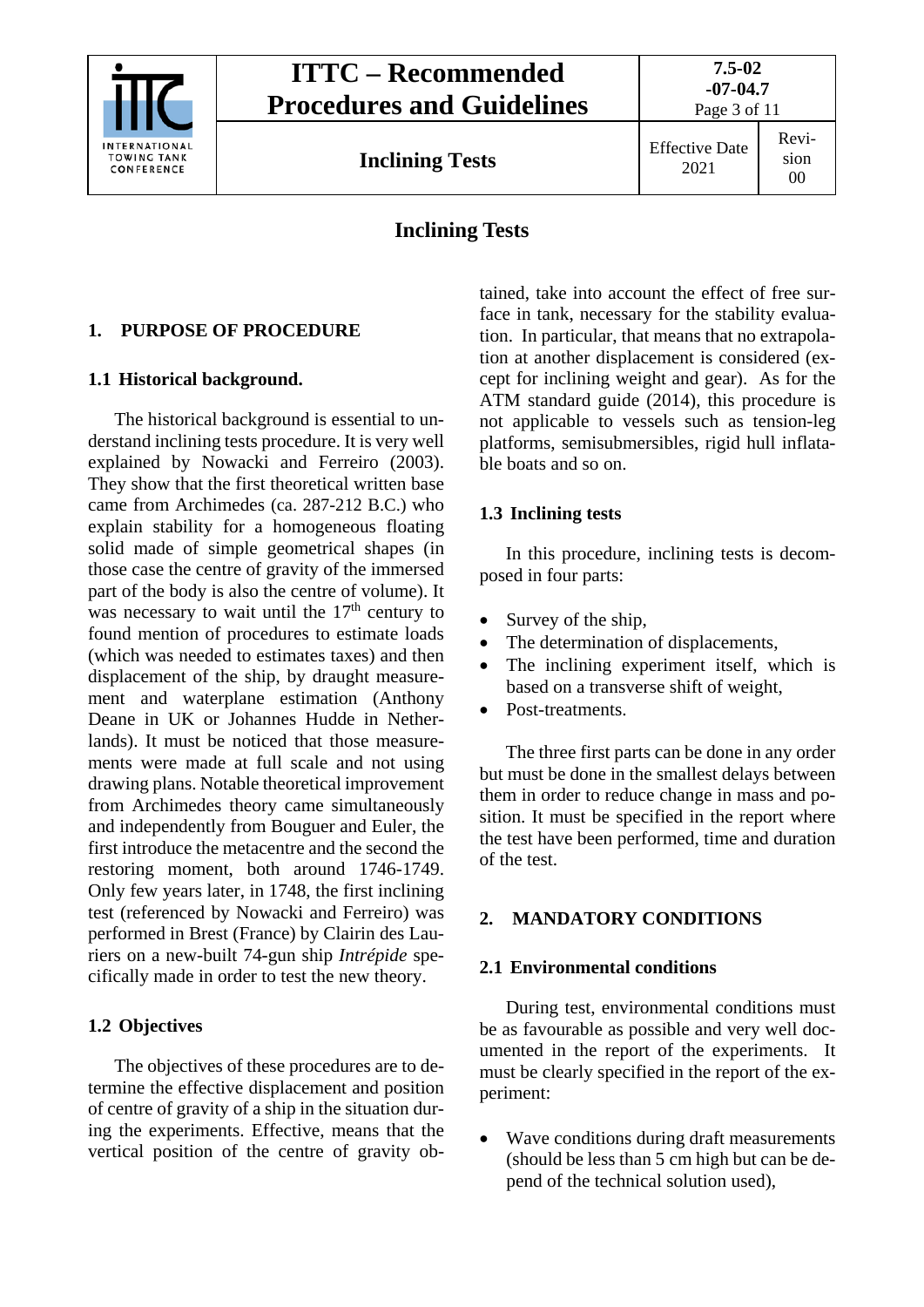# Inclining Tests

## 1. PURPOSE OF PROCEDURE

### 1.1 Historical background.

The historical background is essential to understand inclining tests procedure. It is very well explained by Nowacki and Ferreiro (2003). They show that the first theoretical written base came from Archimedes (ca. 287-212 B.C.) who explain stability for a homogeneous floating solid made of simple geometrical shapes (in those case the centre of gravity of the immersed part of the body is also the centre of volume). It was necessary to wait until the 17th century to found mention of procedures to estimate loads (which was needed to estimates taxes) and then displacement of the ship, by draught measurement and waterplane estimation (Anthony Deane in UK or Johannes Hudde in Netherlands). It must be noticed that those measurements were made at full scale and not using drawing plans. Notable theoretical improvement from Archimedes theory came simultaneously and independently from Bouguer and Euler, the first introduce the metacentre and the second the restoring moment, both around 1746-1749. Only few years later, in 1748, the first inclining test (referenced by Nowacki and Ferreiro) was performed in Brest (France) by Clairin des Lauriers on a new-built 74-gun ship *Intrépide* specifically made in order to test the new theory.

### 1.2 Objectives

The objectives of these procedures are to determine the effective displacement and position of centre of gravity of a ship in the situation during the experiments. Effective, means that the vertical position of the centre of gravity obtained, take into account the effect of free surface in tank, necessary for the stability evaluation. In particular, that means that no extrapolation at another displacement is considered (except for inclining weight and gear). As for the ATM standard guide (2014), this procedure is not applicable to vessels such as tension-leg platforms, semisubmersibles, rigid hull inflatable boats and so on.

### 1.3 Inclining tests

In this procedure, inclining tests is decomposed in four parts:

- Survey of the ship,
- The determination of displacements,
- The inclining experiment itself, which is based on a transverse shift of weight,
- Post-treatments.

The three first parts can be done in any order but must be done in the smallest delays between them in order to reduce change in mass and position. It must be specified in the report where the test have been performed, time and duration of the test.

## 2. MANDATORY CONDITIONS

### 2.1 Environmental conditions

During test, environmental conditions must be as favourable as possible and very well documented in the report of the experiments. It must be clearly specified in the report of the experiment:

- Wave conditions during draft measurements (should be less than 5 cm high but can be depend of the technical solution used),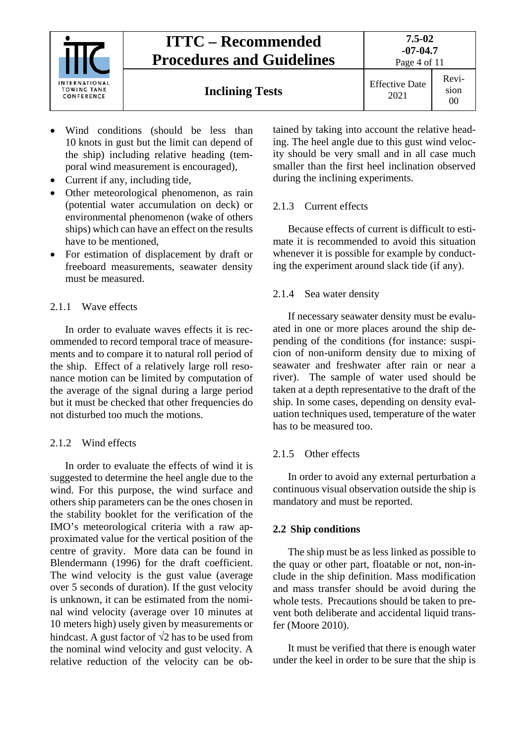- Wind conditions (should be less than 10 knots in gust but the limit can depend of the ship) including relative heading (temporal wind measurement is encouraged),
- Current if any, including tide,
- Other meteorological phenomenon, as rain (potential water accumulation on deck) or environmental phenomenon (wake of others ships) which can have an effect on the results have to be mentioned,
- For estimation of displacement by draft or freeboard measurements, seawater density must be measured.

### 2.1.1 Wave effects

In order to evaluate waves effects it is recommended to record temporal trace of measurements and to compare it to natural roll period of the ship. Effect of a relatively large roll resonance motion can be limited by computation of the average of the signal during a large period but it must be checked that other frequencies do not disturbed too much the motions.

### 2.1.2 Wind effects

In order to evaluate the effects of wind it is suggested to determine the heel angle due to the wind. For this purpose, the wind surface and others ship parameters can be the ones chosen in the stability booklet for the verification of the IMO's meteorological criteria with a raw approximated value for the vertical position of the centre of gravity. More data can be found in Blendermann (1996) for the draft coefficient. The wind velocity is the gust value (average over 5 seconds of duration). If the gust velocity is unknown, it can be estimated from the nominal wind velocity (average over 10 minutes at 10 meters high) usely given by measurements or hindcast. A gust factor of $\sqrt{2}$ has to be used from the nominal wind velocity and gust velocity. A relative reduction of the velocity can be obtained by taking into account the relative heading. The heel angle due to this gust wind velocity should be very small and in all case much smaller than the first heel inclination observed during the inclining experiments.

### 2.1.3 Current effects

Because effects of current is difficult to estimate it is recommended to avoid this situation whenever it is possible for example by conducting the experiment around slack tide (if any).

### 2.1.4 Sea water density

If necessary seawater density must be evaluated in one or more places around the ship depending of the conditions (for instance: suspicion of non-uniform density due to mixing of seawater and freshwater after rain or near a river). The sample of water used should be taken at a depth representative to the draft of the ship. In some cases, depending on density evaluation techniques used, temperature of the water has to be measured too.

### 2.1.5 Other effects

In order to avoid any external perturbation a continuous visual observation outside the ship is mandatory and must be reported.

## 2.2 Ship conditions

The ship must be as less linked as possible to the quay or other part, floatable or not, non-include in the ship definition. Mass modification and mass transfer should be avoid during the whole tests. Precautions should be taken to prevent both deliberate and accidental liquid transfer (Moore 2010).

It must be verified that there is enough water under the keel in order to be sure that the ship is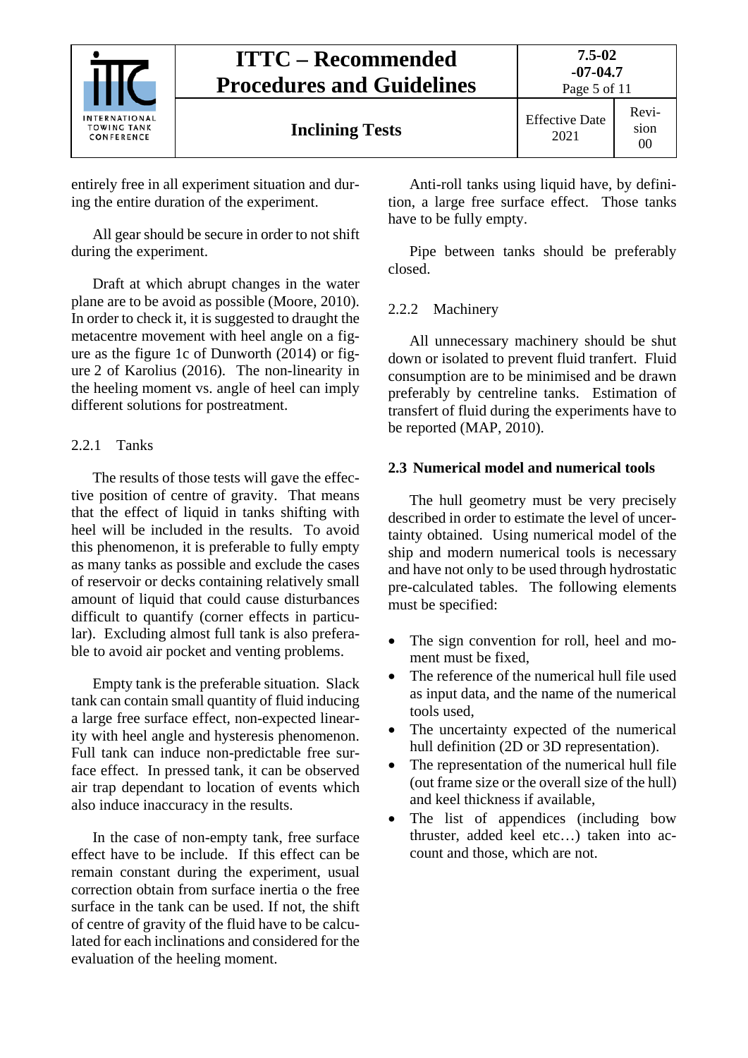entirely free in all experiment situation and during the entire duration of the experiment.

All gear should be secure in order to not shift during the experiment.

Draft at which abrupt changes in the water plane are to be avoid as possible (Moore, 2010). In order to check it, it is suggested to draught the metacentre movement with heel angle on a figure as the figure 1c of Dunworth (2014) or figure 2 of Karolius (2016). The non-linearity in the heeling moment vs. angle of heel can imply different solutions for postreatment.

### 2.2.1 Tanks

The results of those tests will gave the effective position of centre of gravity. That means that the effect of liquid in tanks shifting with heel will be included in the results. To avoid this phenomenon, it is preferable to fully empty as many tanks as possible and exclude the cases of reservoir or decks containing relatively small amount of liquid that could cause disturbances difficult to quantify (corner effects in particular). Excluding almost full tank is also preferable to avoid air pocket and venting problems.

Empty tank is the preferable situation. Slack tank can contain small quantity of fluid inducing a large free surface effect, non-expected linearity with heel angle and hysteresis phenomenon. Full tank can induce non-predictable free surface effect. In pressed tank, it can be observed air trap dependant to location of events which also induce inaccuracy in the results.

In the case of non-empty tank, free surface effect have to be include. If this effect can be remain constant during the experiment, usual correction obtain from surface inertia o the free surface in the tank can be used. If not, the shift of centre of gravity of the fluid have to be calculated for each inclinations and considered for the evaluation of the heeling moment.

Anti-roll tanks using liquid have, by definition, a large free surface effect. Those tanks have to be fully empty.

Pipe between tanks should be preferably closed.

### 2.2.2 Machinery

All unnecessary machinery should be shut down or isolated to prevent fluid tranfert. Fluid consumption are to be minimised and be drawn preferably by centreline tanks. Estimation of transfert of fluid during the experiments have to be reported (MAP, 2010).

## 2.3 Numerical model and numerical tools

The hull geometry must be very precisely described in order to estimate the level of uncertainty obtained. Using numerical model of the ship and modern numerical tools is necessary and have not only to be used through hydrostatic pre-calculated tables. The following elements must be specified:

- The sign convention for roll, heel and moment must be fixed,
- The reference of the numerical hull file used as input data, and the name of the numerical tools used,
- The uncertainty expected of the numerical hull definition (2D or 3D representation).
- The representation of the numerical hull file (out frame size or the overall size of the hull) and keel thickness if available,
- The list of appendices (including bow thruster, added keel etc…) taken into account and those, which are not.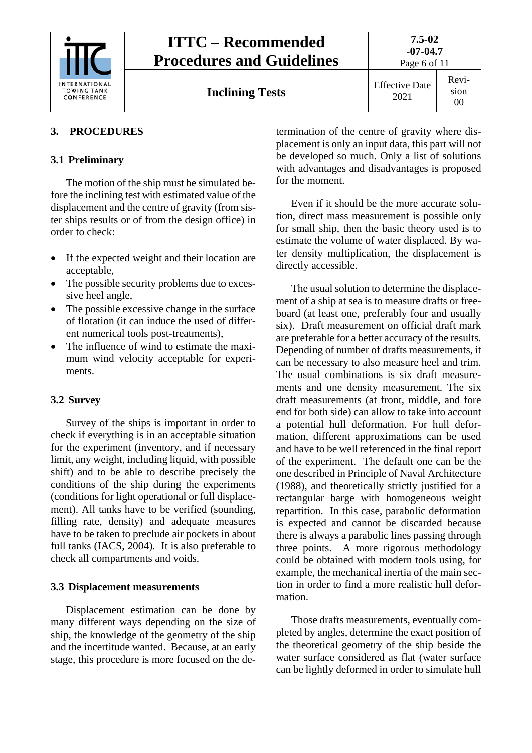## 3. PROCEDURES

### 3.1 Preliminary

The motion of the ship must be simulated before the inclining test with estimated value of the displacement and the centre of gravity (from sister ships results or of from the design office) in order to check:

- If the expected weight and their location are acceptable,
- The possible security problems due to excessive heel angle,
- The possible excessive change in the surface of flotation (it can induce the used of different numerical tools post-treatments),
- The influence of wind to estimate the maximum wind velocity acceptable for experiments.

### 3.2 Survey

Survey of the ships is important in order to check if everything is in an acceptable situation for the experiment (inventory, and if necessary limit, any weight, including liquid, with possible shift) and to be able to describe precisely the conditions of the ship during the experiments (conditions for light operational or full displacement). All tanks have to be verified (sounding, filling rate, density) and adequate measures have to be taken to preclude air pockets in about full tanks (IACS, 2004). It is also preferable to check all compartments and voids.

### 3.3 Displacement measurements

Displacement estimation can be done by many different ways depending on the size of ship, the knowledge of the geometry of the ship and the incertitude wanted. Because, at an early stage, this procedure is more focused on the determination of the centre of gravity where displacement is only an input data, this part will not be developed so much. Only a list of solutions with advantages and disadvantages is proposed for the moment.

Even if it should be the more accurate solution, direct mass measurement is possible only for small ship, then the basic theory used is to estimate the volume of water displaced. By water density multiplication, the displacement is directly accessible.

The usual solution to determine the displacement of a ship at sea is to measure drafts or freeboard (at least one, preferably four and usually six). Draft measurement on official draft mark are preferable for a better accuracy of the results. Depending of number of drafts measurements, it can be necessary to also measure heel and trim. The usual combinations is six draft measurements and one density measurement. The six draft measurements (at front, middle, and fore end for both side) can allow to take into account a potential hull deformation. For hull deformation, different approximations can be used and have to be well referenced in the final report of the experiment. The default one can be the one described in Principle of Naval Architecture (1988), and theoretically strictly justified for a rectangular barge with homogeneous weight repartition. In this case, parabolic deformation is expected and cannot be discarded because there is always a parabolic lines passing through three points. A more rigorous methodology could be obtained with modern tools using, for example, the mechanical inertia of the main section in order to find a more realistic hull deformation.

Those drafts measurements, eventually completed by angles, determine the exact position of the theoretical geometry of the ship beside the water surface considered as flat (water surface can be lightly deformed in order to simulate hull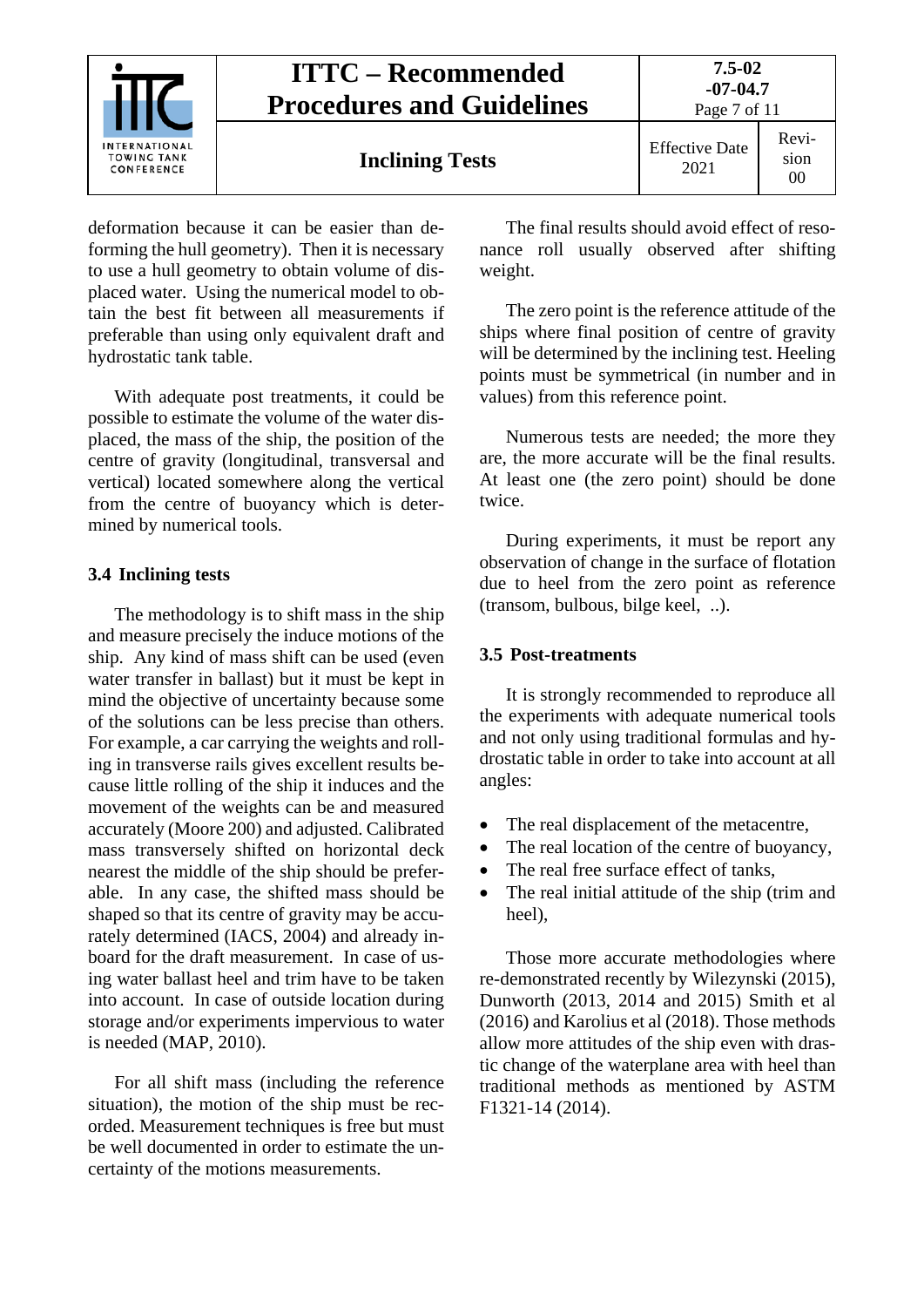deformation because it can be easier than deforming the hull geometry). Then it is necessary to use a hull geometry to obtain volume of displaced water. Using the numerical model to obtain the best fit between all measurements if preferable than using only equivalent draft and hydrostatic tank table.

With adequate post treatments, it could be possible to estimate the volume of the water displaced, the mass of the ship, the position of the centre of gravity (longitudinal, transversal and vertical) located somewhere along the vertical from the centre of buoyancy which is determined by numerical tools.

### 3.4 Inclining tests

The methodology is to shift mass in the ship and measure precisely the induce motions of the ship. Any kind of mass shift can be used (even water transfer in ballast) but it must be kept in mind the objective of uncertainty because some of the solutions can be less precise than others. For example, a car carrying the weights and rolling in transverse rails gives excellent results because little rolling of the ship it induces and the movement of the weights can be and measured accurately (Moore 200) and adjusted. Calibrated mass transversely shifted on horizontal deck nearest the middle of the ship should be preferable. In any case, the shifted mass should be shaped so that its centre of gravity may be accurately determined (IACS, 2004) and already inboard for the draft measurement. In case of using water ballast heel and trim have to be taken into account. In case of outside location during storage and/or experiments impervious to water is needed (MAP, 2010).

For all shift mass (including the reference situation), the motion of the ship must be recorded. Measurement techniques is free but must be well documented in order to estimate the uncertainty of the motions measurements.

The final results should avoid effect of resonance roll usually observed after shifting weight.

The zero point is the reference attitude of the ships where final position of centre of gravity will be determined by the inclining test. Heeling points must be symmetrical (in number and in values) from this reference point.

Numerous tests are needed; the more they are, the more accurate will be the final results. At least one (the zero point) should be done twice.

During experiments, it must be report any observation of change in the surface of flotation due to heel from the zero point as reference (transom, bulbous, bilge keel, ..).

### 3.5 Post-treatments

It is strongly recommended to reproduce all the experiments with adequate numerical tools and not only using traditional formulas and hydrostatic table in order to take into account at all angles:

- The real displacement of the metacentre,
- The real location of the centre of buoyancy,
- The real free surface effect of tanks,
- The real initial attitude of the ship (trim and heel),

Those more accurate methodologies where re-demonstrated recently by Wilezynski (2015), Dunworth (2013, 2014 and 2015) Smith et al (2016) and Karolius et al (2018). Those methods allow more attitudes of the ship even with drastic change of the waterplane area with heel than traditional methods as mentioned by ASTM F1321-14 (2014).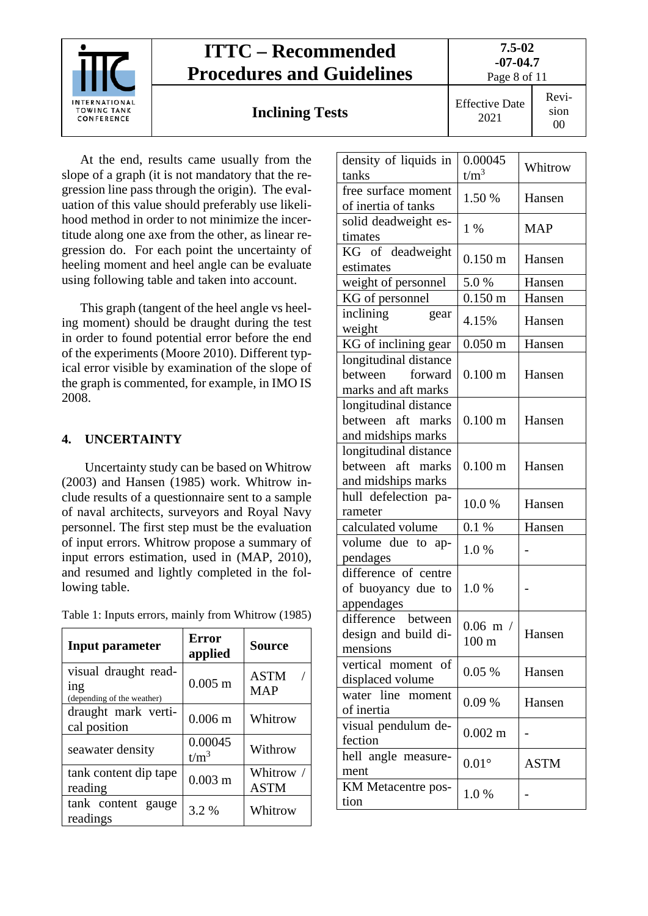At the end, results came usually from the slope of a graph (it is not mandatory that the regression line pass through the origin). The evaluation of this value should preferably use likelihood method in order to not minimize the incertitude along one axe from the other, as linear regression do. For each point the uncertainty of heeling moment and heel angle can be evaluate using following table and taken into account.

This graph (tangent of the heel angle vs heeling moment) should be draught during the test in order to found potential error before the end of the experiments (Moore 2010). Different typical error visible by examination of the slope of the graph is commented, for example, in IMO IS 2008.

## 4. UNCERTAINTY

Uncertainty study can be based on Whitrow (2003) and Hansen (1985) work. Whitrow include results of a questionnaire sent to a sample of naval architects, surveyors and Royal Navy personnel. The first step must be the evaluation of input errors. Whitrow propose a summary of input errors estimation, used in (MAP, 2010), and resumed and lightly completed in the following table.

Table 1: Inputs errors, mainly from Whitrow (1985)

| Input parameter | Error applied | Source |
|---|---|---|
| visual draught reading (depending of the weather) | 0.005 m | ASTM / MAP |
| draught mark vertical position | 0.006 m | Whitrow |
| seawater density | 0.00045 t/m$^3$ | Withrow |
| tank content dip tape reading | 0.003 m | Whitrow / ASTM |
| tank content gauge readings | 3.2 % | Whitrow |
| density of liquids in tanks | 0.00045 t/m$^3$ | Whitrow |
| free surface moment of inertia of tanks | 1.50 % | Hansen |
| solid deadweight estimates | 1 % | MAP |
| KG of deadweight estimates | 0.150 m | Hansen |
| weight of personnel | 5.0 % | Hansen |
| KG of personnel | 0.150 m | Hansen |
| inclining gear weight | 4.15% | Hansen |
| KG of inclining gear | 0.050 m | Hansen |
| longitudinal distance between forward marks and aft marks | 0.100 m | Hansen |
| longitudinal distance between aft marks and midships marks | 0.100 m | Hansen |
| longitudinal distance between aft marks and midships marks | 0.100 m | Hansen |
| hull defelection parameter | 10.0 % | Hansen |
| calculated volume | 0.1 % | Hansen |
| volume due to appendages | 1.0 % | - |
| difference of centre of buoyancy due to appendages | 1.0 % | - |
| difference between design and build dimensions | 0.06 m / 100 m | Hansen |
| vertical moment of displaced volume | 0.05 % | Hansen |
| water line moment of inertia | 0.09 % | Hansen |
| visual pendulum defection | 0.002 m | - |
| hell angle measurement | 0.01° | ASTM |
| KM Metacentre postion | 1.0 % | - |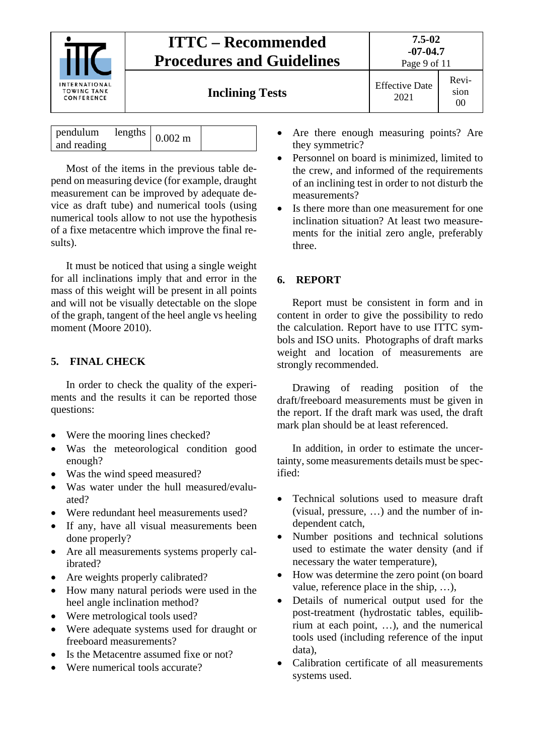| pendulum lengths and reading | 0.002 m | |
|---|---|---|

Most of the items in the previous table depend on measuring device (for example, draught measurement can be improved by adequate device as draft tube) and numerical tools (using numerical tools allow to not use the hypothesis of a fixe metacentre which improve the final results).

It must be noticed that using a single weight for all inclinations imply that and error in the mass of this weight will be present in all points and will not be visually detectable on the slope of the graph, tangent of the heel angle vs heeling moment (Moore 2010).

## 5. FINAL CHECK

In order to check the quality of the experiments and the results it can be reported those questions:

- Were the mooring lines checked?
- Was the meteorological condition good enough?
- Was the wind speed measured?
- Was water under the hull measured/evaluated?
- Were redundant heel measurements used?
- If any, have all visual measurements been done properly?
- Are all measurements systems properly calibrated?
- Are weights properly calibrated?
- How many natural periods were used in the heel angle inclination method?
- Were metrological tools used?
- Were adequate systems used for draught or freeboard measurements?
- Is the Metacentre assumed fixe or not?
- Were numerical tools accurate?
- Are there enough measuring points? Are they symmetric?
- Personnel on board is minimized, limited to the crew, and informed of the requirements of an inclining test in order to not disturb the measurements?
- Is there more than one measurement for one inclination situation? At least two measurements for the initial zero angle, preferably three.

## 6. REPORT

Report must be consistent in form and in content in order to give the possibility to redo the calculation. Report have to use ITTC symbols and ISO units. Photographs of draft marks weight and location of measurements are strongly recommended.

Drawing of reading position of the draft/freeboard measurements must be given in the report. If the draft mark was used, the draft mark plan should be at least referenced.

In addition, in order to estimate the uncertainty, some measurements details must be specified:

- Technical solutions used to measure draft (visual, pressure, …) and the number of independent catch,
- Number positions and technical solutions used to estimate the water density (and if necessary the water temperature),
- How was determine the zero point (on board value, reference place in the ship, …),
- Details of numerical output used for the post-treatment (hydrostatic tables, equilibrium at each point, …), and the numerical tools used (including reference of the input data),
- Calibration certificate of all measurements systems used.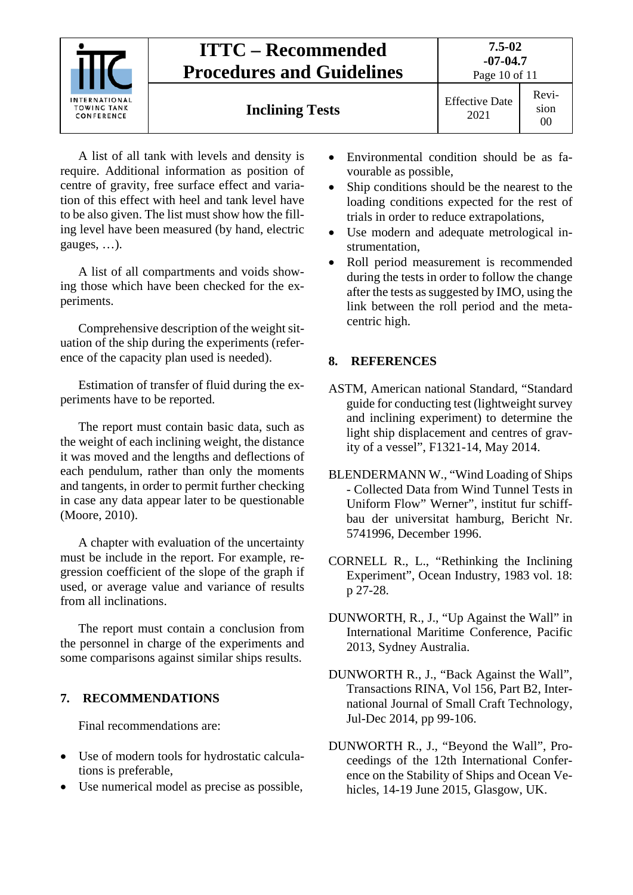A list of all tank with levels and density is require. Additional information as position of centre of gravity, free surface effect and variation of this effect with heel and tank level have to be also given. The list must show how the filling level have been measured (by hand, electric gauges, …).

A list of all compartments and voids showing those which have been checked for the experiments.

Comprehensive description of the weight situation of the ship during the experiments (reference of the capacity plan used is needed).

Estimation of transfer of fluid during the experiments have to be reported.

The report must contain basic data, such as the weight of each inclining weight, the distance it was moved and the lengths and deflections of each pendulum, rather than only the moments and tangents, in order to permit further checking in case any data appear later to be questionable (Moore, 2010).

A chapter with evaluation of the uncertainty must be include in the report. For example, regression coefficient of the slope of the graph if used, or average value and variance of results from all inclinations.

The report must contain a conclusion from the personnel in charge of the experiments and some comparisons against similar ships results.

## 7. RECOMMENDATIONS

Final recommendations are:

- Use of modern tools for hydrostatic calculations is preferable,
- Use numerical model as precise as possible,
- Environmental condition should be as favourable as possible,
- Ship conditions should be the nearest to the loading conditions expected for the rest of trials in order to reduce extrapolations,
- Use modern and adequate metrological instrumentation,
- Roll period measurement is recommended during the tests in order to follow the change after the tests as suggested by IMO, using the link between the roll period and the metacentric high.

## 8. REFERENCES

ASTM, American national Standard, “Standard guide for conducting test (lightweight survey and inclining experiment) to determine the light ship displacement and centres of gravity of a vessel”, F1321-14, May 2014.

BLENDERMANN W., “Wind Loading of Ships - Collected Data from Wind Tunnel Tests in Uniform Flow” Werner”, institut fur schiffbau der universitat hamburg, Bericht Nr. 5741996, December 1996.

CORNELL R., L., “Rethinking the Inclining Experiment”, Ocean Industry, 1983 vol. 18: p 27-28.

DUNWORTH, R., J., “Up Against the Wall” in International Maritime Conference, Pacific 2013, Sydney Australia.

DUNWORTH R., J., “Back Against the Wall”, Transactions RINA, Vol 156, Part B2, International Journal of Small Craft Technology, Jul-Dec 2014, pp 99-106.

DUNWORTH R., J., “Beyond the Wall”, Proceedings of the 12th International Conference on the Stability of Ships and Ocean Vehicles, 14-19 June 2015, Glasgow, UK.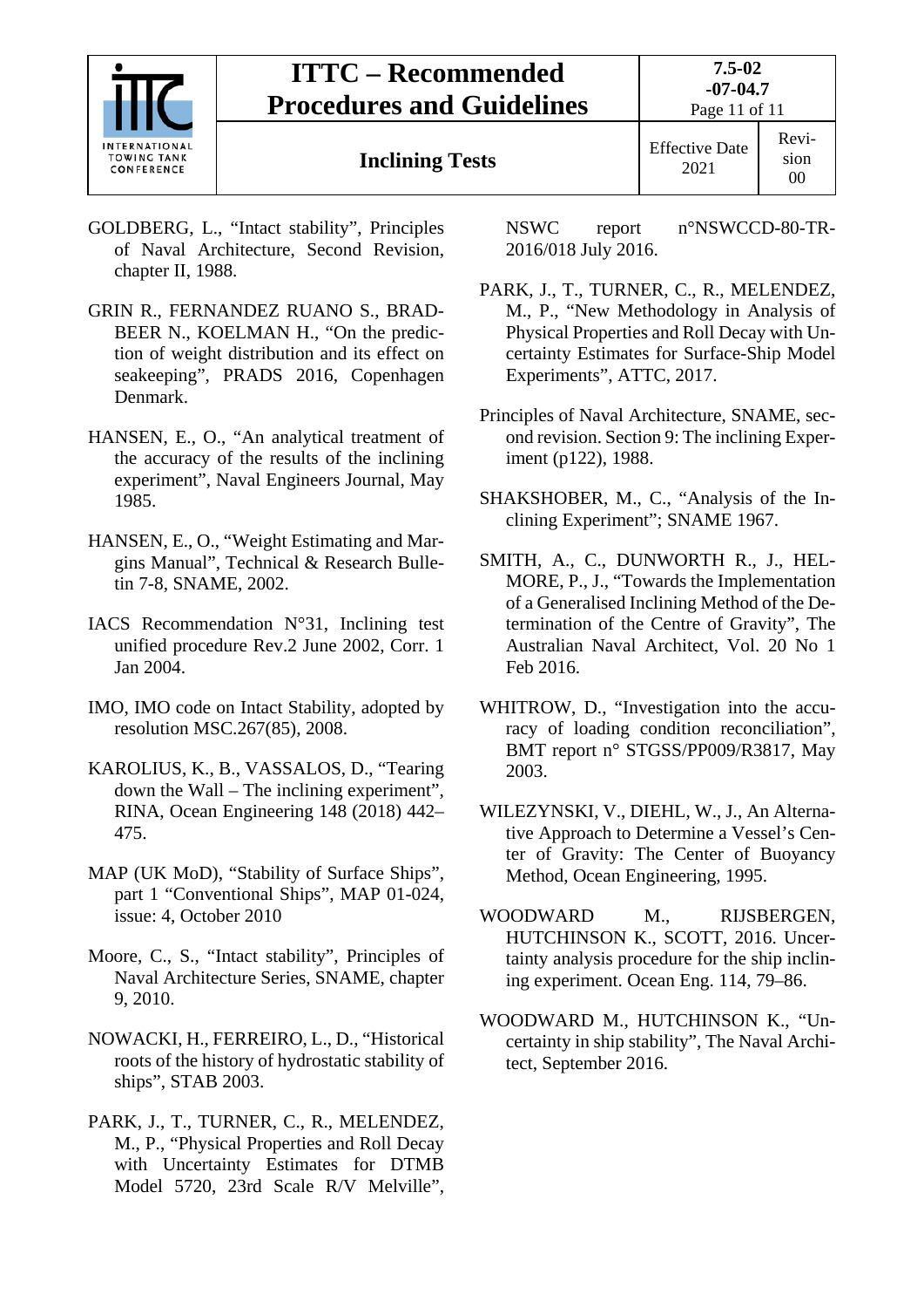GOLDBERG, L., "Intact stability", Principles of Naval Architecture, Second Revision, chapter II, 1988.

GRIN R., FERNANDEZ RUANO S., BRADBEER N., KOELMAN H., "On the prediction of weight distribution and its effect on seakeeping", PRADS 2016, Copenhagen Denmark.

HANSEN, E., O., "An analytical treatment of the accuracy of the results of the inclining experiment", Naval Engineers Journal, May 1985.

HANSEN, E., O., "Weight Estimating and Margins Manual", Technical & Research Bulletin 7-8, SNAME, 2002.

IACS Recommendation N°31, Inclining test unified procedure Rev.2 June 2002, Corr. 1 Jan 2004.

IMO, IMO code on Intact Stability, adopted by resolution MSC.267(85), 2008.

KAROLIUS, K., B., VASSALOS, D., "Tearing down the Wall – The inclining experiment", RINA, Ocean Engineering 148 (2018) 442–475.

MAP (UK MoD), "Stability of Surface Ships", part 1 "Conventional Ships", MAP 01-024, issue: 4, October 2010

Moore, C., S., "Intact stability", Principles of Naval Architecture Series, SNAME, chapter 9, 2010.

NOWACKI, H., FERREIRO, L., D., "Historical roots of the history of hydrostatic stability of ships", STAB 2003.

PARK, J., T., TURNER, C., R., MELENDEZ, M., P., "Physical Properties and Roll Decay with Uncertainty Estimates for DTMB Model 5720, 23rd Scale R/V Melville", NSWC report n°NSWCCD-80-TR-2016/018 July 2016.

PARK, J., T., TURNER, C., R., MELENDEZ, M., P., "New Methodology in Analysis of Physical Properties and Roll Decay with Uncertainty Estimates for Surface-Ship Model Experiments", ATTC, 2017.

Principles of Naval Architecture, SNAME, second revision. Section 9: The inclining Experiment (p122), 1988.

SHAKSHOBER, M., C., "Analysis of the Inclining Experiment"; SNAME 1967.

SMITH, A., C., DUNWORTH R., J., HELMORE, P., J., "Towards the Implementation of a Generalised Inclining Method of the Determination of the Centre of Gravity", The Australian Naval Architect, Vol. 20 No 1 Feb 2016.

WHITROW, D., "Investigation into the accuracy of loading condition reconciliation", BMT report n° STGSS/PP009/R3817, May 2003.

WILEZYNSKI, V., DIEHL, W., J., An Alternative Approach to Determine a Vessel's Center of Gravity: The Center of Buoyancy Method, Ocean Engineering, 1995.

WOODWARD M., RIJSBERGEN, HUTCHINSON K., SCOTT, 2016. Uncertainty analysis procedure for the ship inclining experiment. Ocean Eng. 114, 79–86.

WOODWARD M., HUTCHINSON K., "Uncertainty in ship stability", The Naval Architect, September 2016.